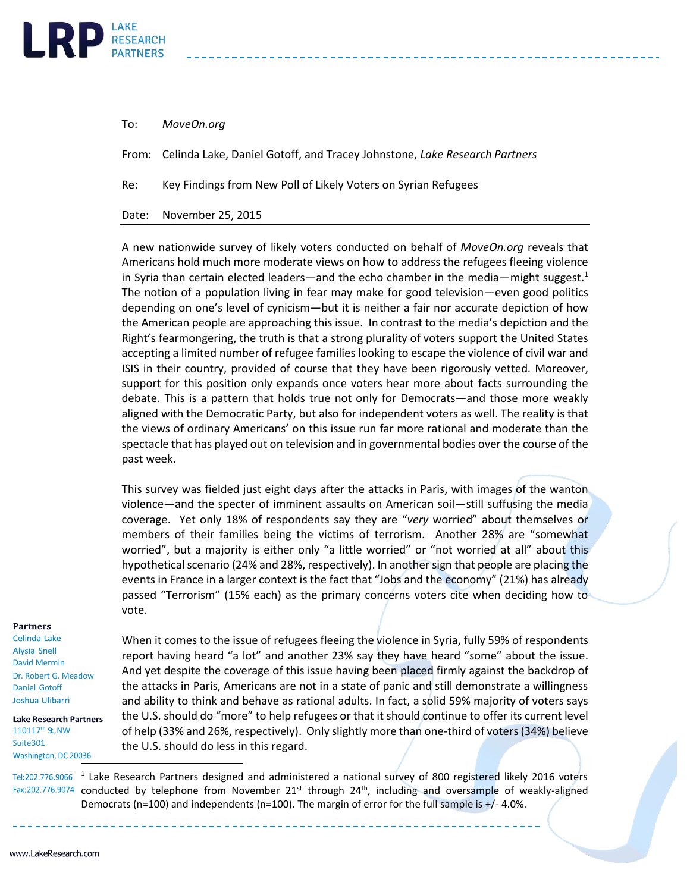To: *MoveOn.org*

From: Celinda Lake, Daniel Gotoff, and Tracey Johnstone, *Lake Research Partners*

Re: Key Findings from New Poll of Likely Voters on Syrian Refugees

Date: November 25, 2015

A new nationwide survey of likely voters conducted on behalf of *MoveOn.org* reveals that Americans hold much more moderate views on how to address the refugees fleeing violence in Syria than certain elected leaders—and the echo chamber in the media—might suggest.[1] The notion of a population living in fear may make for good television—even good politics depending on one's level of cynicism—but it is neither a fair nor accurate depiction of how the American people are approaching this issue. In contrast to the media's depiction and the Right's fearmongering, the truth is that a strong plurality of voters support the United States accepting a limited number of refugee families looking to escape the violence of civil war and ISIS in their country, provided of course that they have been rigorously vetted. Moreover, support for this position only expands once voters hear more about facts surrounding the debate. This is a pattern that holds true not only for Democrats—and those more weakly aligned with the Democratic Party, but also for independent voters as well. The reality is that the views of ordinary Americans' on this issue run far more rational and moderate than the spectacle that has played out on television and in governmental bodies over the course of the past week.

This survey was fielded just eight days after the attacks in Paris, with images of the wanton violence—and the specter of imminent assaults on American soil—still suffusing the media coverage. Yet only 18% of respondents say they are "*very* worried" about themselves or members of their families being the victims of terrorism. Another 28% are "somewhat worried", but a majority is either only "a little worried" or "not worried at all" about this hypothetical scenario (24% and 28%, respectively). In another sign that people are placing the events in France in a larger context is the fact that "Jobs and the economy" (21%) has already passed "Terrorism" (15% each) as the primary concerns voters cite when deciding how to vote.

When it comes to the issue of refugees fleeing the violence in Syria, fully 59% of respondents report having heard "a lot" and another 23% say they have heard "some" about the issue. And yet despite the coverage of this issue having been placed firmly against the backdrop of the attacks in Paris, Americans are not in a state of panic and still demonstrate a willingness and ability to think and behave as rational adults. In fact, a solid 59% majority of voters says the U.S. should do "more" to help refugees or that it should continue to offer its current level of help (33% and 26%, respectively). Only slightly more than one-third of voters (34%) believe the U.S. should do less in this regard.

[1] Lake Research Partners designed and administered a national survey of 800 registered likely 2016 voters conducted by telephone from November 21st through 24th, including and oversample of weakly-aligned Democrats (n=100) and independents (n=100). The margin of error for the full sample is +/- 4.0%.

**Partners**
Celinda Lake
Alysia Snell
David Mermin
Dr. Robert G. Meadow
Daniel Gotoff
Joshua Ulibarri

**Lake Research Partners**
1101 17th St, NW
Suite 301
Washington, DC 20036

Tel: 202.776.9066
Fax: 202.776.9074

www.LakeResearch.com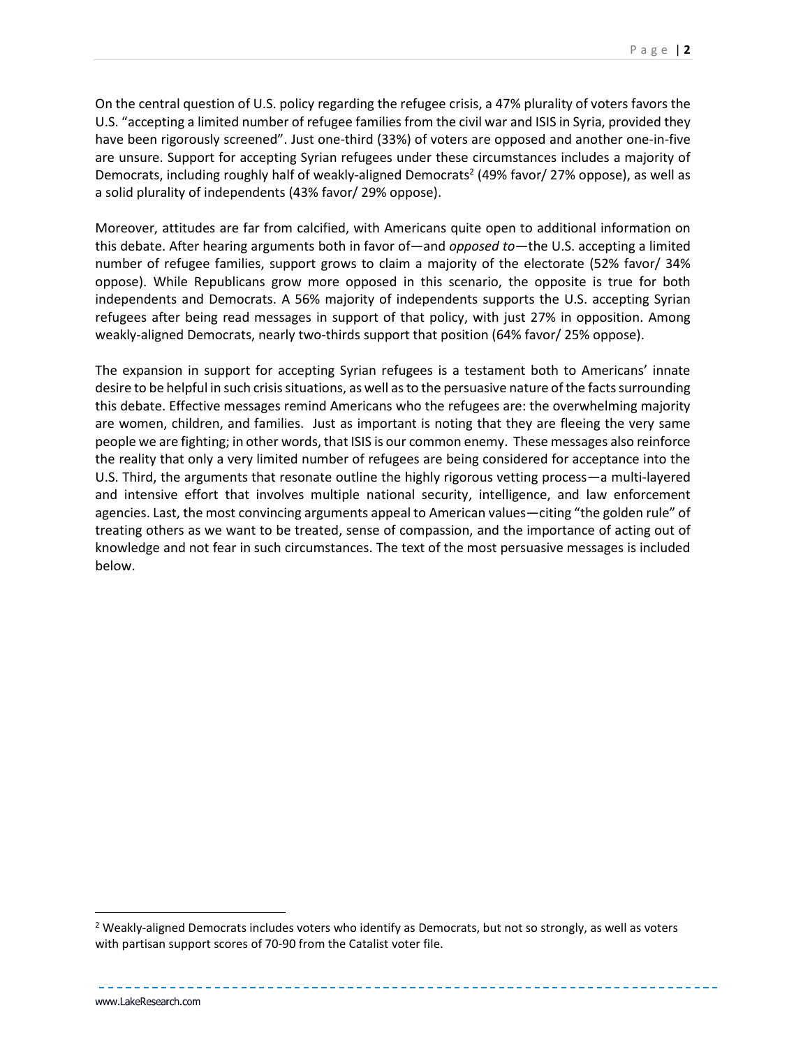On the central question of U.S. policy regarding the refugee crisis, a 47% plurality of voters favors the U.S. "accepting a limited number of refugee families from the civil war and ISIS in Syria, provided they have been rigorously screened". Just one-third (33%) of voters are opposed and another one-in-five are unsure. Support for accepting Syrian refugees under these circumstances includes a majority of Democrats, including roughly half of weakly-aligned Democrats[2] (49% favor/ 27% oppose), as well as a solid plurality of independents (43% favor/ 29% oppose).

Moreover, attitudes are far from calcified, with Americans quite open to additional information on this debate. After hearing arguments both in favor of—and *opposed to*—the U.S. accepting a limited number of refugee families, support grows to claim a majority of the electorate (52% favor/ 34% oppose). While Republicans grow more opposed in this scenario, the opposite is true for both independents and Democrats. A 56% majority of independents supports the U.S. accepting Syrian refugees after being read messages in support of that policy, with just 27% in opposition. Among weakly-aligned Democrats, nearly two-thirds support that position (64% favor/ 25% oppose).

The expansion in support for accepting Syrian refugees is a testament both to Americans' innate desire to be helpful in such crisis situations, as well as to the persuasive nature of the facts surrounding this debate. Effective messages remind Americans who the refugees are: the overwhelming majority are women, children, and families. Just as important is noting that they are fleeing the very same people we are fighting; in other words, that ISIS is our common enemy. These messages also reinforce the reality that only a very limited number of refugees are being considered for acceptance into the U.S. Third, the arguments that resonate outline the highly rigorous vetting process—a multi-layered and intensive effort that involves multiple national security, intelligence, and law enforcement agencies. Last, the most convincing arguments appeal to American values—citing "the golden rule" of treating others as we want to be treated, sense of compassion, and the importance of acting out of knowledge and not fear in such circumstances. The text of the most persuasive messages is included below.

[2] Weakly-aligned Democrats includes voters who identify as Democrats, but not so strongly, as well as voters with partisan support scores of 70-90 from the Catalist voter file.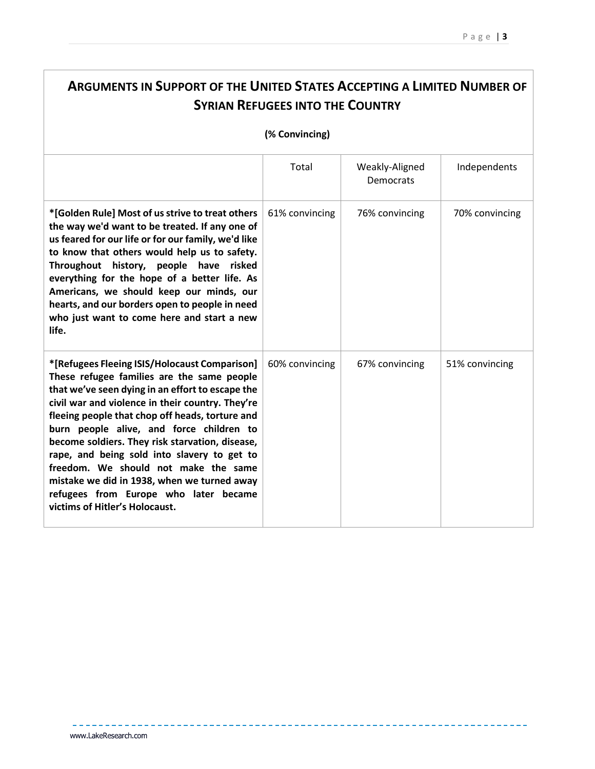## Arguments in Support of the United States Accepting a Limited Number of Syrian Refugees into the Country

**(% Convincing)**

| | Total | Weakly-Aligned Democrats | Independents |
|---|---|---|---|
| **\*[Golden Rule] Most of us strive to treat others the way we'd want to be treated. If any one of us feared for our life or for our family, we'd like to know that others would help us to safety. Throughout history, people have risked everything for the hope of a better life. As Americans, we should keep our minds, our hearts, and our borders open to people in need who just want to come here and start a new life.** | 61% convincing | 76% convincing | 70% convincing |
| **\*[Refugees Fleeing ISIS/Holocaust Comparison] These refugee families are the same people that we've seen dying in an effort to escape the civil war and violence in their country. They're fleeing people that chop off heads, torture and burn people alive, and force children to become soldiers. They risk starvation, disease, rape, and being sold into slavery to get to freedom. We should not make the same mistake we did in 1938, when we turned away refugees from Europe who later became victims of Hitler's Holocaust.** | 60% convincing | 67% convincing | 51% convincing |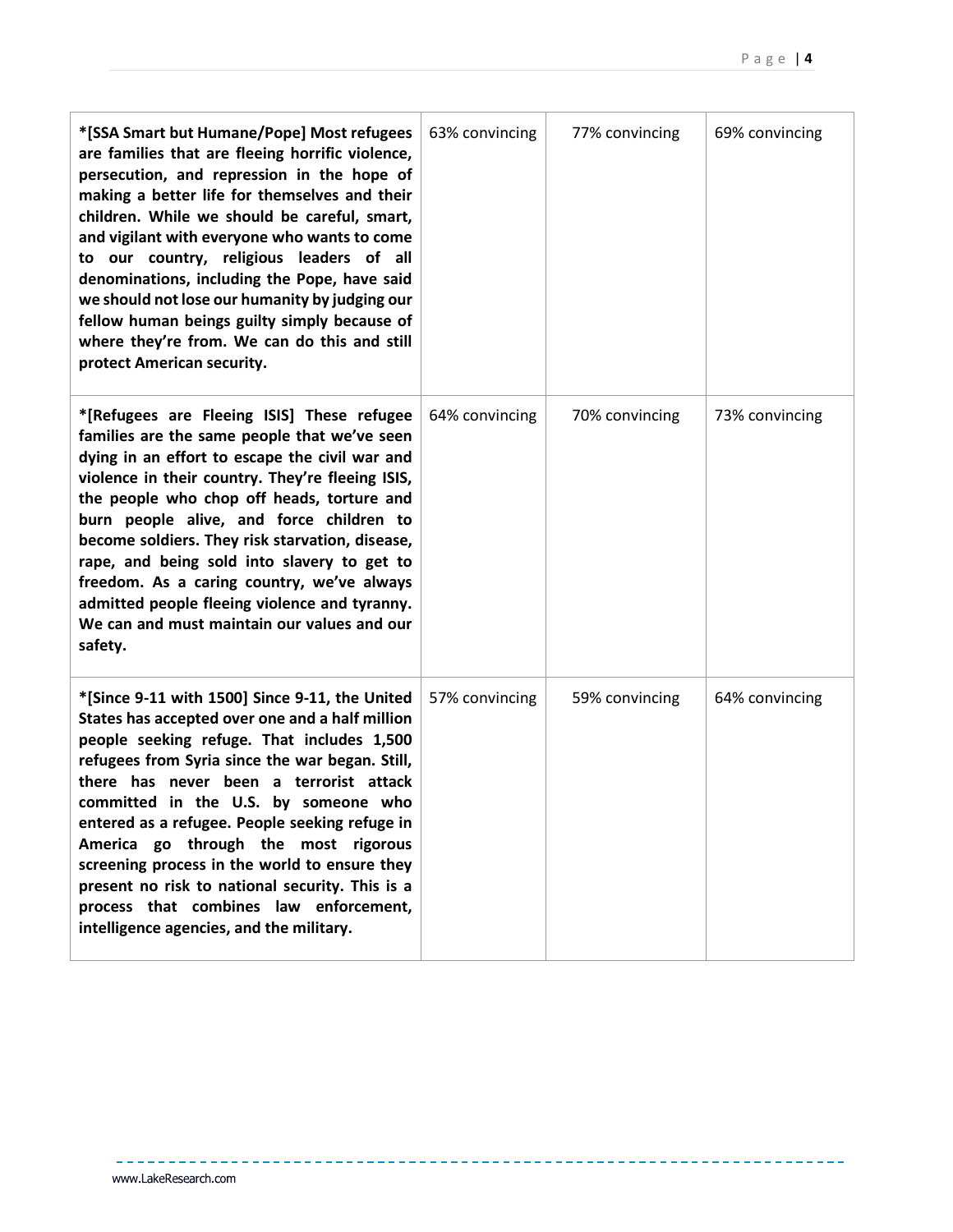| | | | |
|---|---|---|---|
| **\*[SSA Smart but Humane/Pope] Most refugees are families that are fleeing horrific violence, persecution, and repression in the hope of making a better life for themselves and their children. While we should be careful, smart, and vigilant with everyone who wants to come to our country, religious leaders of all denominations, including the Pope, have said we should not lose our humanity by judging our fellow human beings guilty simply because of where they're from. We can do this and still protect American security.** | 63% convincing | 77% convincing | 69% convincing |
| **\*[Refugees are Fleeing ISIS] These refugee families are the same people that we've seen dying in an effort to escape the civil war and violence in their country. They're fleeing ISIS, the people who chop off heads, torture and burn people alive, and force children to become soldiers. They risk starvation, disease, rape, and being sold into slavery to get to freedom. As a caring country, we've always admitted people fleeing violence and tyranny. We can and must maintain our values and our safety.** | 64% convincing | 70% convincing | 73% convincing |
| **\*[Since 9-11 with 1500] Since 9-11, the United States has accepted over one and a half million people seeking refuge. That includes 1,500 refugees from Syria since the war began. Still, there has never been a terrorist attack committed in the U.S. by someone who entered as a refugee. People seeking refuge in America go through the most rigorous screening process in the world to ensure they present no risk to national security. This is a process that combines law enforcement, intelligence agencies, and the military.** | 57% convincing | 59% convincing | 64% convincing |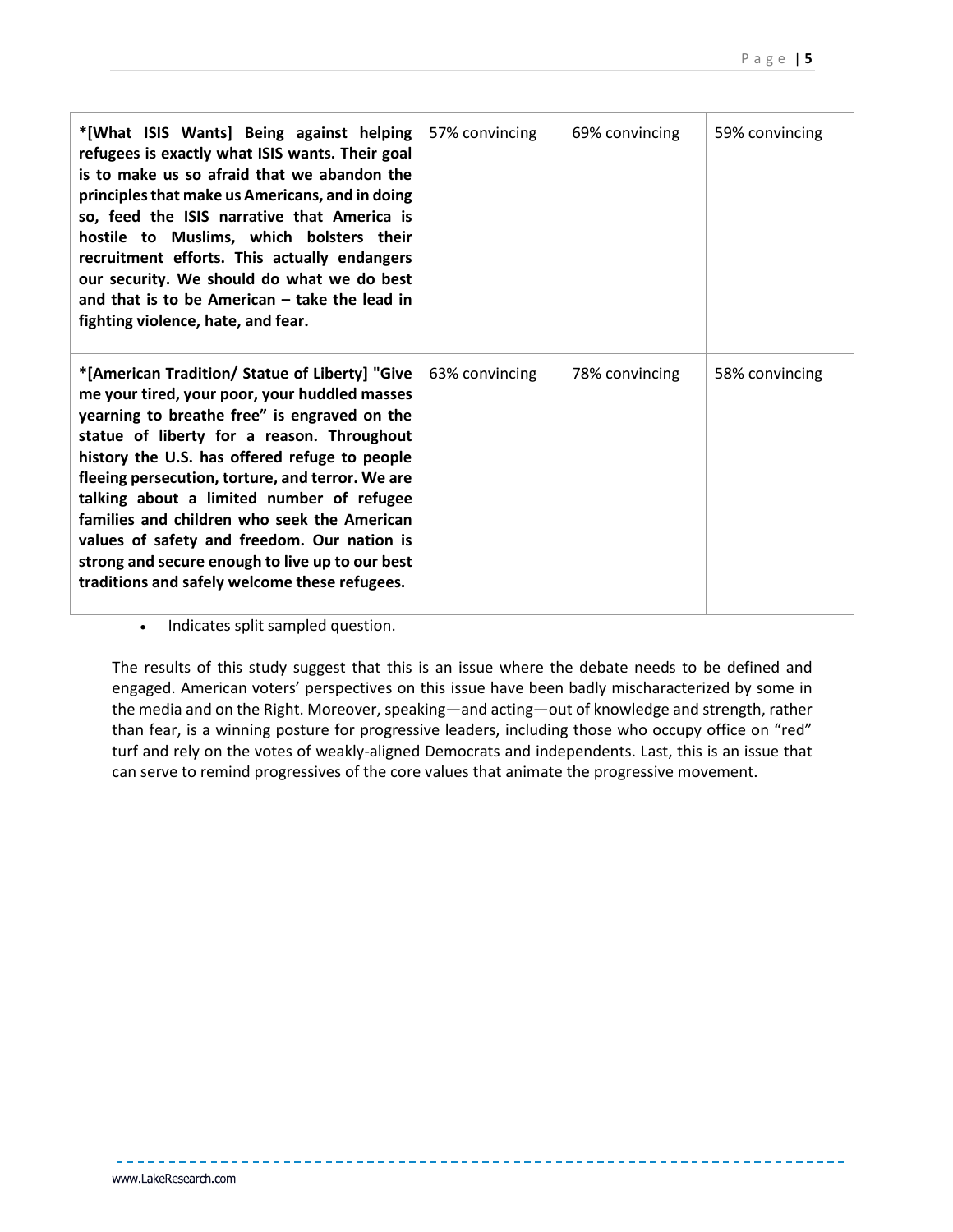| | | | |
|---|---|---|---|
| **\*[What ISIS Wants] Being against helping refugees is exactly what ISIS wants. Their goal is to make us so afraid that we abandon the principles that make us Americans, and in doing so, feed the ISIS narrative that America is hostile to Muslims, which bolsters their recruitment efforts. This actually endangers our security. We should do what we do best and that is to be American – take the lead in fighting violence, hate, and fear.** | 57% convincing | 69% convincing | 59% convincing |
| **\*[American Tradition/ Statue of Liberty] "Give me your tired, your poor, your huddled masses yearning to breathe free" is engraved on the statue of liberty for a reason. Throughout history the U.S. has offered refuge to people fleeing persecution, torture, and terror. We are talking about a limited number of refugee families and children who seek the American values of safety and freedom. Our nation is strong and secure enough to live up to our best traditions and safely welcome these refugees.** | 63% convincing | 78% convincing | 58% convincing |

- Indicates split sampled question.

The results of this study suggest that this is an issue where the debate needs to be defined and engaged. American voters' perspectives on this issue have been badly mischaracterized by some in the media and on the Right. Moreover, speaking—and acting—out of knowledge and strength, rather than fear, is a winning posture for progressive leaders, including those who occupy office on "red" turf and rely on the votes of weakly-aligned Democrats and independents. Last, this is an issue that can serve to remind progressives of the core values that animate the progressive movement.